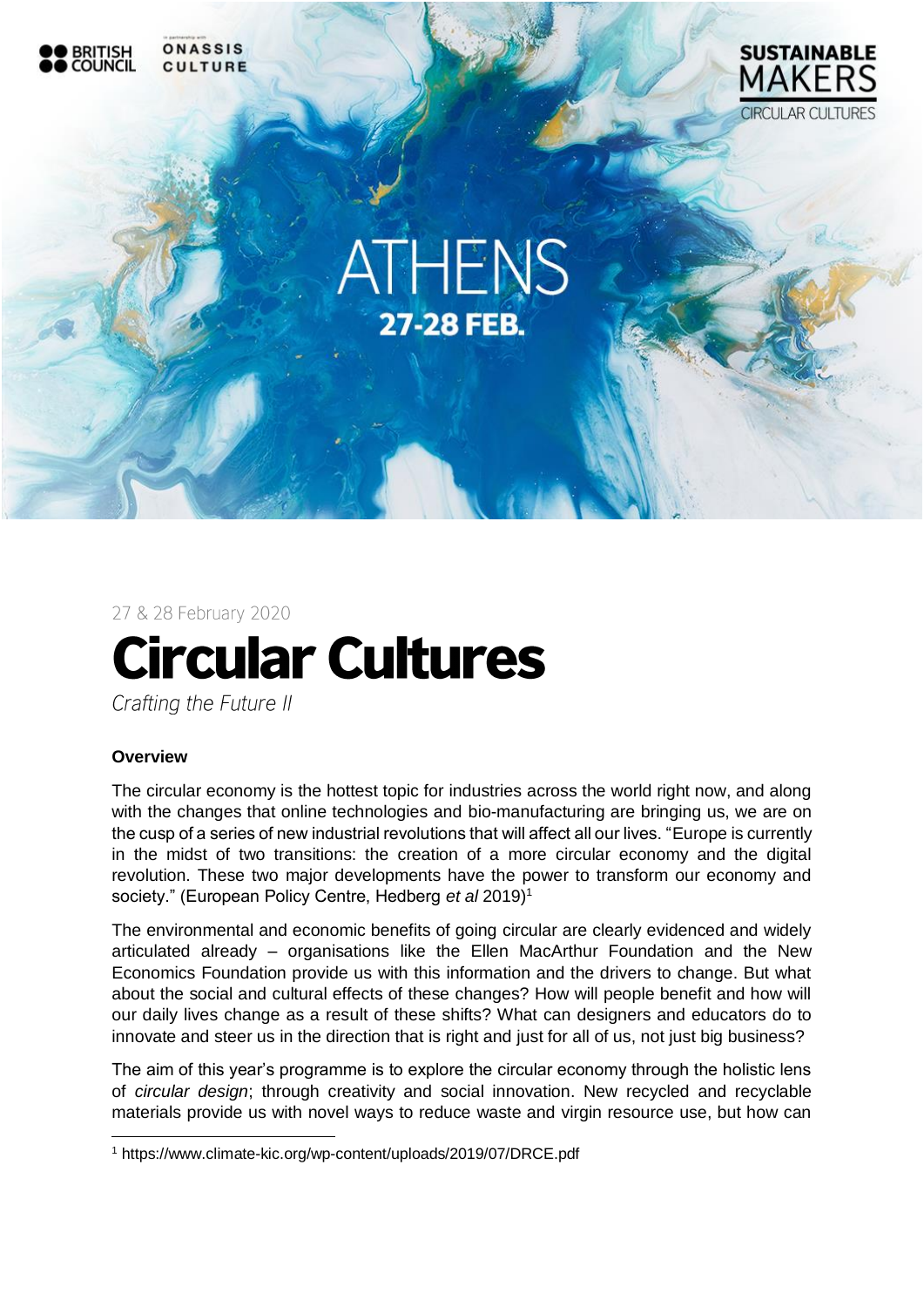BRITISH COUNCIL

ONASSIS CULTURE

SUSTAINABLE MAKERS

CIRCULAR CULTURES

ATHENS

27-28 FEB.

27 & 28 February 2020

# Circular Cultures

*Crafting the Future II*

**Overview**

The circular economy is the hottest topic for industries across the world right now, and along with the changes that online technologies and bio-manufacturing are bringing us, we are on the cusp of a series of new industrial revolutions that will affect all our lives. "Europe is currently in the midst of two transitions: the creation of a more circular economy and the digital revolution. These two major developments have the power to transform our economy and society." (European Policy Centre, Hedberg *et al* 2019)[1]

The environmental and economic benefits of going circular are clearly evidenced and widely articulated already – organisations like the Ellen MacArthur Foundation and the New Economics Foundation provide us with this information and the drivers to change. But what about the social and cultural effects of these changes? How will people benefit and how will our daily lives change as a result of these shifts? What can designers and educators do to innovate and steer us in the direction that is right and just for all of us, not just big business?

The aim of this year's programme is to explore the circular economy through the holistic lens of *circular design*; through creativity and social innovation. New recycled and recyclable materials provide us with novel ways to reduce waste and virgin resource use, but how can

[1] https://www.climate-kic.org/wp-content/uploads/2019/07/DRCE.pdf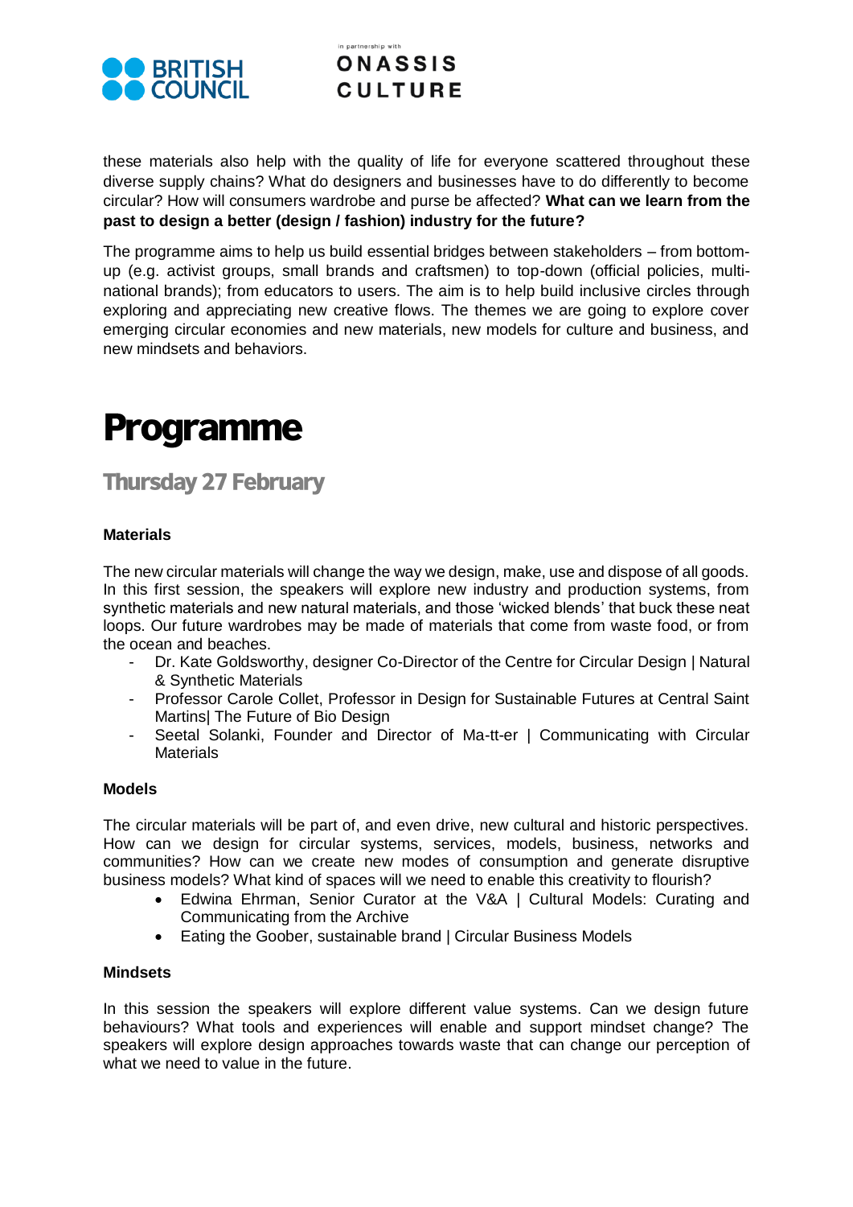these materials also help with the quality of life for everyone scattered throughout these diverse supply chains? What do designers and businesses have to do differently to become circular? How will consumers wardrobe and purse be affected? **What can we learn from the past to design a better (design / fashion) industry for the future?**

The programme aims to help us build essential bridges between stakeholders – from bottom-up (e.g. activist groups, small brands and craftsmen) to top-down (official policies, multi-national brands); from educators to users. The aim is to help build inclusive circles through exploring and appreciating new creative flows. The themes we are going to explore cover emerging circular economies and new materials, new models for culture and business, and new mindsets and behaviors.

# Programme

## Thursday 27 February

**Materials**

The new circular materials will change the way we design, make, use and dispose of all goods. In this first session, the speakers will explore new industry and production systems, from synthetic materials and new natural materials, and those 'wicked blends' that buck these neat loops. Our future wardrobes may be made of materials that come from waste food, or from the ocean and beaches.

- Dr. Kate Goldsworthy, designer Co-Director of the Centre for Circular Design | Natural & Synthetic Materials
- Professor Carole Collet, Professor in Design for Sustainable Futures at Central Saint Martins| The Future of Bio Design
- Seetal Solanki, Founder and Director of Ma-tt-er | Communicating with Circular Materials

**Models**

The circular materials will be part of, and even drive, new cultural and historic perspectives. How can we design for circular systems, services, models, business, networks and communities? How can we create new modes of consumption and generate disruptive business models? What kind of spaces will we need to enable this creativity to flourish?

- Edwina Ehrman, Senior Curator at the V&A | Cultural Models: Curating and Communicating from the Archive
- Eating the Goober, sustainable brand | Circular Business Models

**Mindsets**

In this session the speakers will explore different value systems. Can we design future behaviours? What tools and experiences will enable and support mindset change? The speakers will explore design approaches towards waste that can change our perception of what we need to value in the future.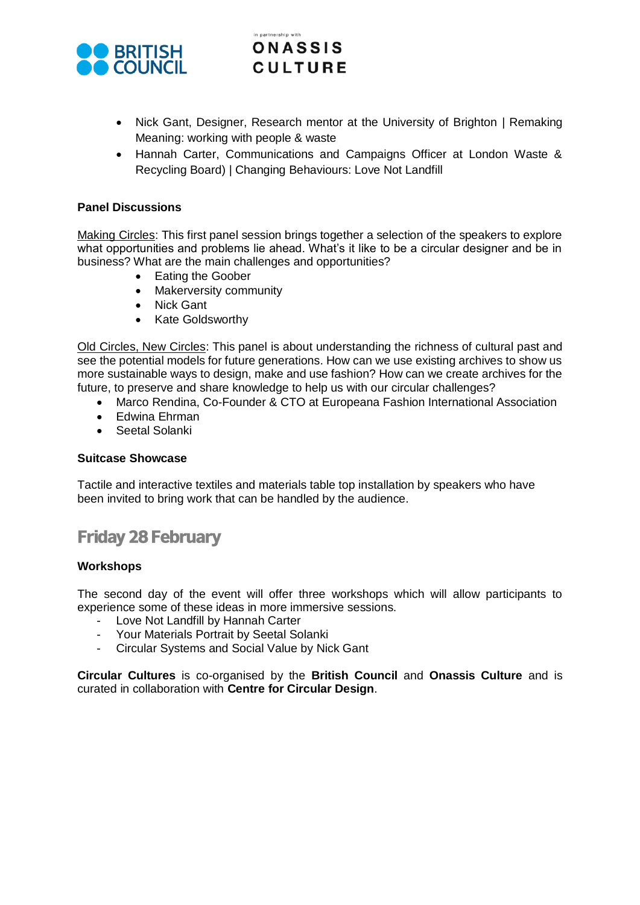- Nick Gant, Designer, Research mentor at the University of Brighton | Remaking Meaning: working with people & waste
- Hannah Carter, Communications and Campaigns Officer at London Waste & Recycling Board) | Changing Behaviours: Love Not Landfill

**Panel Discussions**

Making Circles: This first panel session brings together a selection of the speakers to explore what opportunities and problems lie ahead. What's it like to be a circular designer and be in business? What are the main challenges and opportunities?

- Eating the Goober
- Makerversity community
- Nick Gant
- Kate Goldsworthy

Old Circles, New Circles: This panel is about understanding the richness of cultural past and see the potential models for future generations. How can we use existing archives to show us more sustainable ways to design, make and use fashion? How can we create archives for the future, to preserve and share knowledge to help us with our circular challenges?

- Marco Rendina, Co-Founder & CTO at Europeana Fashion International Association
- Edwina Ehrman
- Seetal Solanki

**Suitcase Showcase**

Tactile and interactive textiles and materials table top installation by speakers who have been invited to bring work that can be handled by the audience.

## Friday 28 February

**Workshops**

The second day of the event will offer three workshops which will allow participants to experience some of these ideas in more immersive sessions.

- Love Not Landfill by Hannah Carter
- Your Materials Portrait by Seetal Solanki
- Circular Systems and Social Value by Nick Gant

**Circular Cultures** is co-organised by the **British Council** and **Onassis Culture** and is curated in collaboration with **Centre for Circular Design**.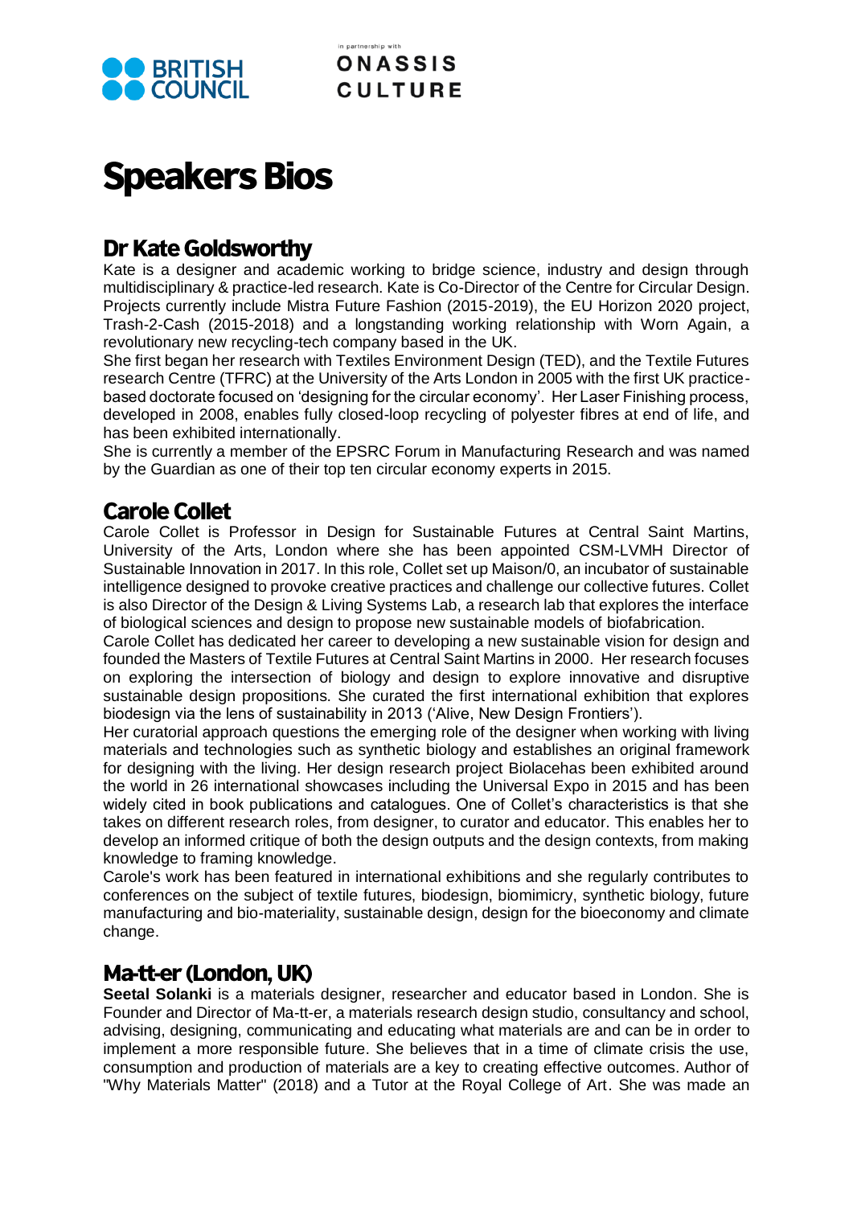# Speakers Bios

## Dr Kate Goldsworthy

Kate is a designer and academic working to bridge science, industry and design through multidisciplinary & practice-led research. Kate is Co-Director of the Centre for Circular Design. Projects currently include Mistra Future Fashion (2015-2019), the EU Horizon 2020 project, Trash-2-Cash (2015-2018) and a longstanding working relationship with Worn Again, a revolutionary new recycling-tech company based in the UK.

She first began her research with Textiles Environment Design (TED), and the Textile Futures research Centre (TFRC) at the University of the Arts London in 2005 with the first UK practice-based doctorate focused on 'designing for the circular economy'. Her Laser Finishing process, developed in 2008, enables fully closed-loop recycling of polyester fibres at end of life, and has been exhibited internationally.

She is currently a member of the EPSRC Forum in Manufacturing Research and was named by the Guardian as one of their top ten circular economy experts in 2015.

## Carole Collet

Carole Collet is Professor in Design for Sustainable Futures at Central Saint Martins, University of the Arts, London where she has been appointed CSM-LVMH Director of Sustainable Innovation in 2017. In this role, Collet set up Maison/0, an incubator of sustainable intelligence designed to provoke creative practices and challenge our collective futures. Collet is also Director of the Design & Living Systems Lab, a research lab that explores the interface of biological sciences and design to propose new sustainable models of biofabrication.

Carole Collet has dedicated her career to developing a new sustainable vision for design and founded the Masters of Textile Futures at Central Saint Martins in 2000. Her research focuses on exploring the intersection of biology and design to explore innovative and disruptive sustainable design propositions. She curated the first international exhibition that explores biodesign via the lens of sustainability in 2013 ('Alive, New Design Frontiers').

Her curatorial approach questions the emerging role of the designer when working with living materials and technologies such as synthetic biology and establishes an original framework for designing with the living. Her design research project Biolacehas been exhibited around the world in 26 international showcases including the Universal Expo in 2015 and has been widely cited in book publications and catalogues. One of Collet's characteristics is that she takes on different research roles, from designer, to curator and educator. This enables her to develop an informed critique of both the design outputs and the design contexts, from making knowledge to framing knowledge.

Carole's work has been featured in international exhibitions and she regularly contributes to conferences on the subject of textile futures, biodesign, biomimicry, synthetic biology, future manufacturing and bio-materiality, sustainable design, design for the bioeconomy and climate change.

## Ma-tt-er (London, UK)

**Seetal Solanki** is a materials designer, researcher and educator based in London. She is Founder and Director of Ma-tt-er, a materials research design studio, consultancy and school, advising, designing, communicating and educating what materials are and can be in order to implement a more responsible future. She believes that in a time of climate crisis the use, consumption and production of materials are a key to creating effective outcomes. Author of "Why Materials Matter" (2018) and a Tutor at the Royal College of Art. She was made an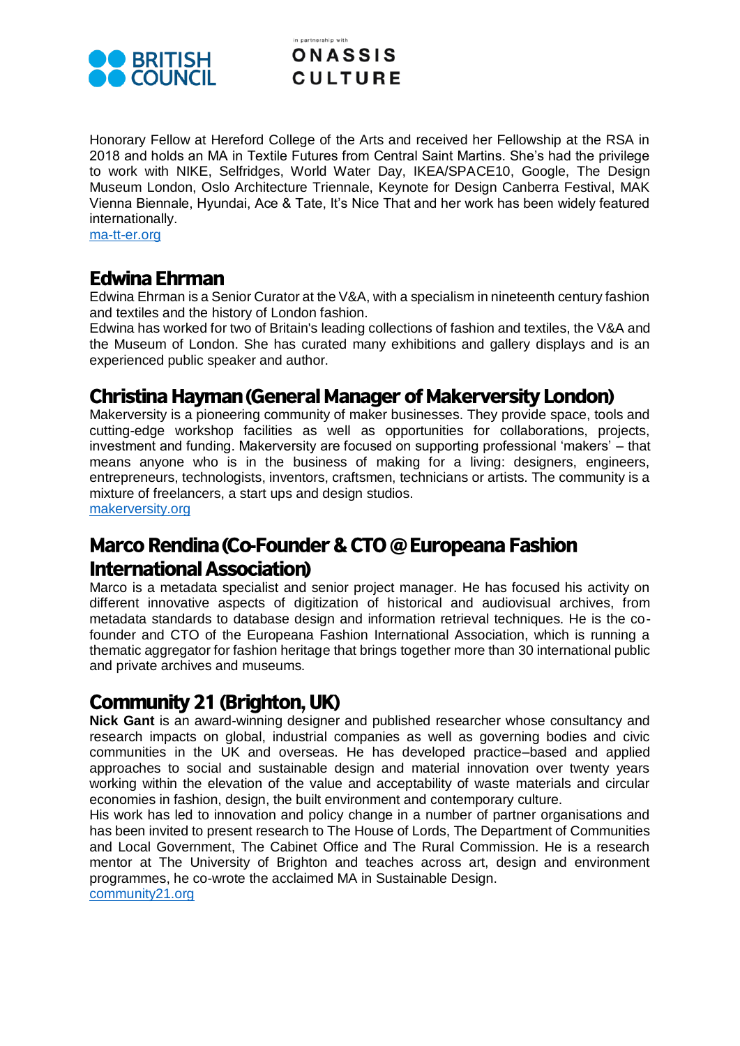Honorary Fellow at Hereford College of the Arts and received her Fellowship at the RSA in 2018 and holds an MA in Textile Futures from Central Saint Martins. She's had the privilege to work with NIKE, Selfridges, World Water Day, IKEA/SPACE10, Google, The Design Museum London, Oslo Architecture Triennale, Keynote for Design Canberra Festival, MAK Vienna Biennale, Hyundai, Ace & Tate, It's Nice That and her work has been widely featured internationally.
[ma-tt-er.org](ma-tt-er.org)

## Edwina Ehrman

Edwina Ehrman is a Senior Curator at the V&A, with a specialism in nineteenth century fashion and textiles and the history of London fashion.
Edwina has worked for two of Britain's leading collections of fashion and textiles, the V&A and the Museum of London. She has curated many exhibitions and gallery displays and is an experienced public speaker and author.

## Christina Hayman (General Manager of Makerversity London)

Makerversity is a pioneering community of maker businesses. They provide space, tools and cutting-edge workshop facilities as well as opportunities for collaborations, projects, investment and funding. Makerversity are focused on supporting professional 'makers' – that means anyone who is in the business of making for a living: designers, engineers, entrepreneurs, technologists, inventors, craftsmen, technicians or artists. The community is a mixture of freelancers, a start ups and design studios.
[makerversity.org](makerversity.org)

## Marco Rendina (Co-Founder & CTO @ Europeana Fashion International Association)

Marco is a metadata specialist and senior project manager. He has focused his activity on different innovative aspects of digitization of historical and audiovisual archives, from metadata standards to database design and information retrieval techniques. He is the co-founder and CTO of the Europeana Fashion International Association, which is running a thematic aggregator for fashion heritage that brings together more than 30 international public and private archives and museums.

## Community 21 (Brighton, UK)

**Nick Gant** is an award-winning designer and published researcher whose consultancy and research impacts on global, industrial companies as well as governing bodies and civic communities in the UK and overseas. He has developed practice–based and applied approaches to social and sustainable design and material innovation over twenty years working within the elevation of the value and acceptability of waste materials and circular economies in fashion, design, the built environment and contemporary culture.
His work has led to innovation and policy change in a number of partner organisations and has been invited to present research to The House of Lords, The Department of Communities and Local Government, The Cabinet Office and The Rural Commission. He is a research mentor at The University of Brighton and teaches across art, design and environment programmes, he co-wrote the acclaimed MA in Sustainable Design.
[community21.org](community21.org)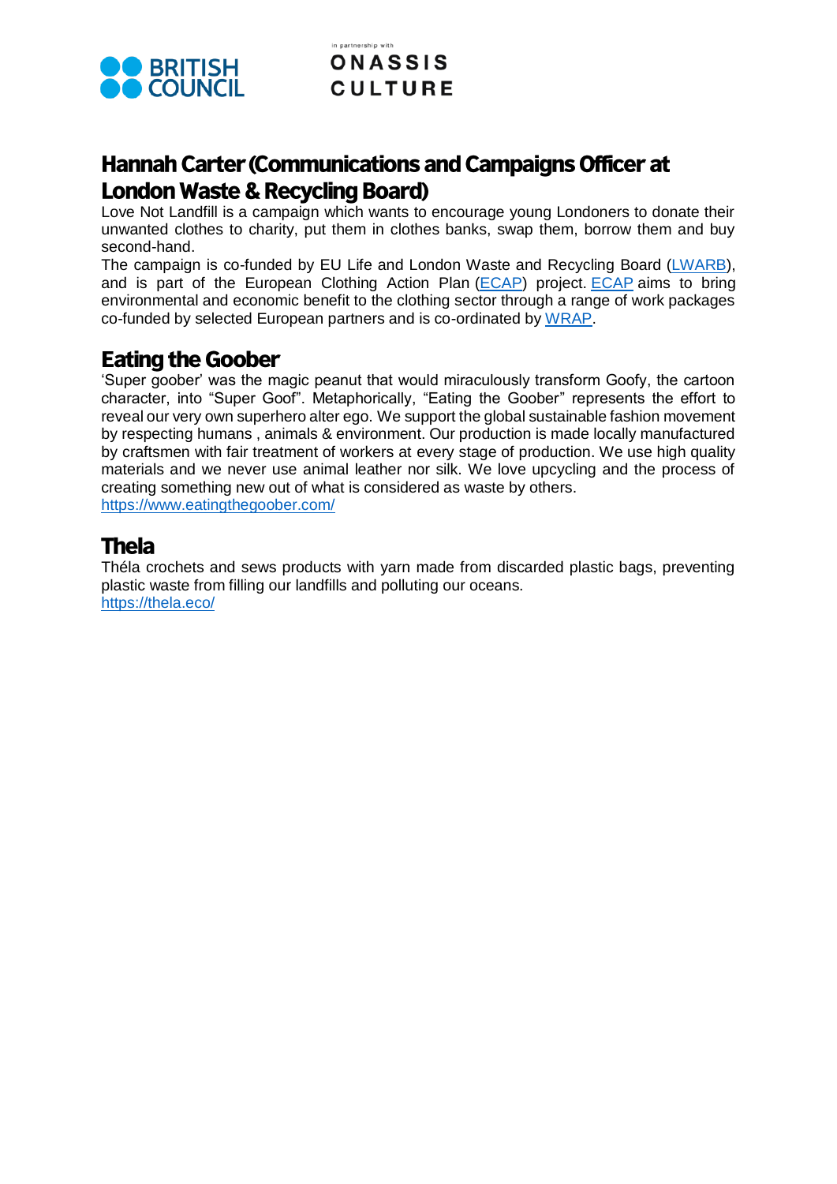## Hannah Carter (Communications and Campaigns Officer at London Waste & Recycling Board)

Love Not Landfill is a campaign which wants to encourage young Londoners to donate their unwanted clothes to charity, put them in clothes banks, swap them, borrow them and buy second-hand.

The campaign is co-funded by EU Life and London Waste and Recycling Board (LWARB), and is part of the European Clothing Action Plan (ECAP) project. ECAP aims to bring environmental and economic benefit to the clothing sector through a range of work packages co-funded by selected European partners and is co-ordinated by WRAP.

## Eating the Goober

'Super goober' was the magic peanut that would miraculously transform Goofy, the cartoon character, into "Super Goof". Metaphorically, "Eating the Goober" represents the effort to reveal our very own superhero alter ego. We support the global sustainable fashion movement by respecting humans , animals & environment. Our production is made locally manufactured by craftsmen with fair treatment of workers at every stage of production. We use high quality materials and we never use animal leather nor silk. We love upcycling and the process of creating something new out of what is considered as waste by others.
https://www.eatingthegoober.com/

## Thela

Théla crochets and sews products with yarn made from discarded plastic bags, preventing plastic waste from filling our landfills and polluting our oceans.
https://thela.eco/